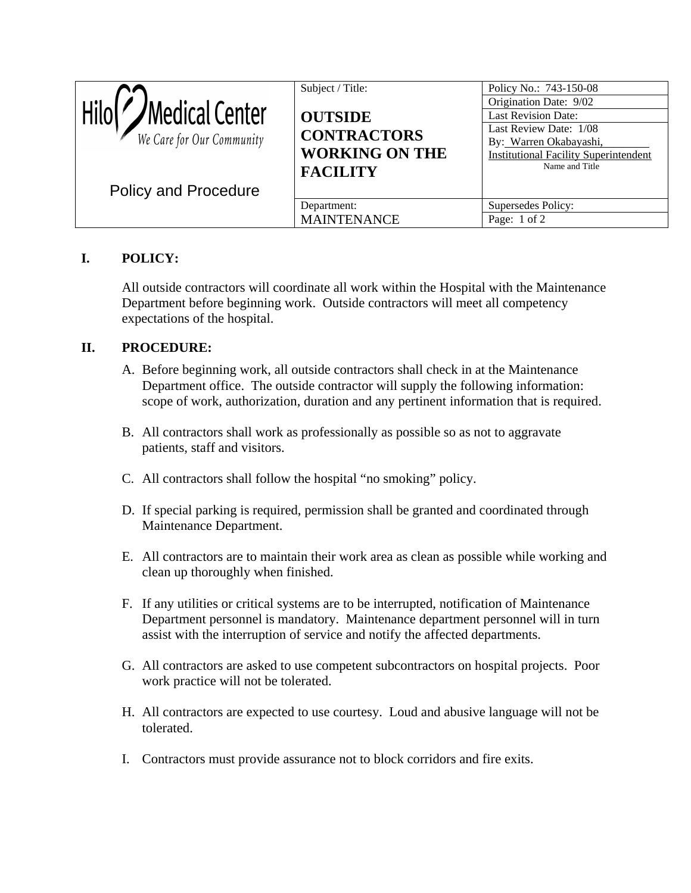| Hilo Medical Center<br>*We Care for Our Community*<br><br>Policy and Procedure | Subject / Title:<br><br>**OUTSIDE CONTRACTORS WORKING ON THE FACILITY** | Policy No.: 743-150-08<br>Origination Date: 9/02<br>Last Revision Date:<br>Last Review Date: 1/08<br>By: Warren Okabayashi, Institutional Facility Superintendent<br>Name and Title |
| --- | --- | --- |
| | Department:<br>MAINTENANCE | Supersedes Policy:<br>Page: 1 of 2 |

## I. POLICY:

All outside contractors will coordinate all work within the Hospital with the Maintenance Department before beginning work. Outside contractors will meet all competency expectations of the hospital.

## II. PROCEDURE:

A. Before beginning work, all outside contractors shall check in at the Maintenance Department office. The outside contractor will supply the following information: scope of work, authorization, duration and any pertinent information that is required.

B. All contractors shall work as professionally as possible so as not to aggravate patients, staff and visitors.

C. All contractors shall follow the hospital "no smoking" policy.

D. If special parking is required, permission shall be granted and coordinated through Maintenance Department.

E. All contractors are to maintain their work area as clean as possible while working and clean up thoroughly when finished.

F. If any utilities or critical systems are to be interrupted, notification of Maintenance Department personnel is mandatory. Maintenance department personnel will in turn assist with the interruption of service and notify the affected departments.

G. All contractors are asked to use competent subcontractors on hospital projects. Poor work practice will not be tolerated.

H. All contractors are expected to use courtesy. Loud and abusive language will not be tolerated.

I. Contractors must provide assurance not to block corridors and fire exits.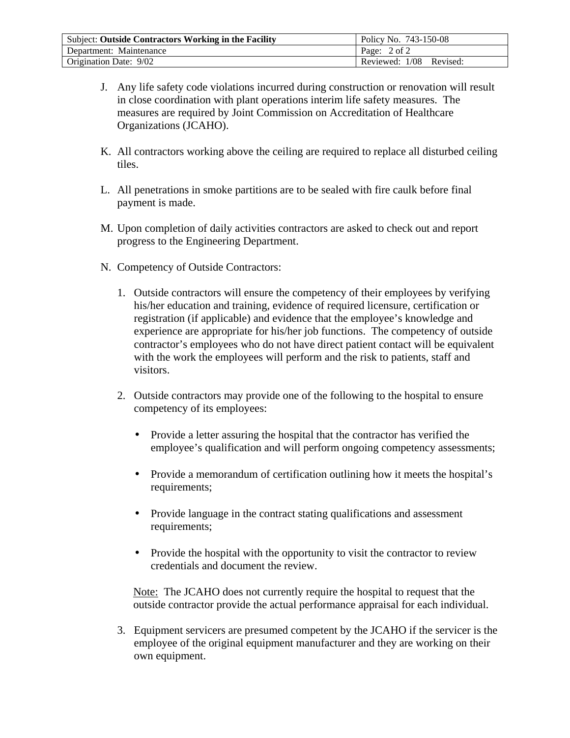J. Any life safety code violations incurred during construction or renovation will result in close coordination with plant operations interim life safety measures. The measures are required by Joint Commission on Accreditation of Healthcare Organizations (JCAHO).

K. All contractors working above the ceiling are required to replace all disturbed ceiling tiles.

L. All penetrations in smoke partitions are to be sealed with fire caulk before final payment is made.

M. Upon completion of daily activities contractors are asked to check out and report progress to the Engineering Department.

N. Competency of Outside Contractors:

1. Outside contractors will ensure the competency of their employees by verifying his/her education and training, evidence of required licensure, certification or registration (if applicable) and evidence that the employee's knowledge and experience are appropriate for his/her job functions. The competency of outside contractor's employees who do not have direct patient contact will be equivalent with the work the employees will perform and the risk to patients, staff and visitors.

2. Outside contractors may provide one of the following to the hospital to ensure competency of its employees:

   - Provide a letter assuring the hospital that the contractor has verified the employee's qualification and will perform ongoing competency assessments;

   - Provide a memorandum of certification outlining how it meets the hospital's requirements;

   - Provide language in the contract stating qualifications and assessment requirements;

   - Provide the hospital with the opportunity to visit the contractor to review credentials and document the review.

   <u>Note:</u> The JCAHO does not currently require the hospital to request that the outside contractor provide the actual performance appraisal for each individual.

3. Equipment servicers are presumed competent by the JCAHO if the servicer is the employee of the original equipment manufacturer and they are working on their own equipment.